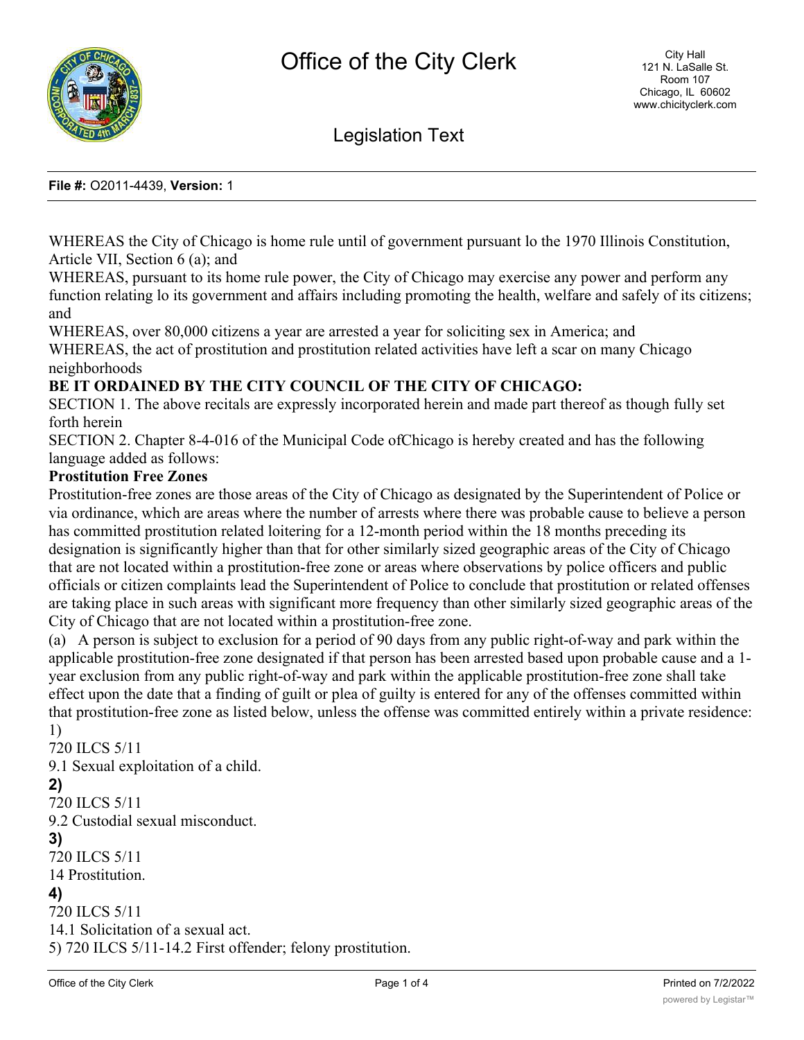# Office of the City Clerk

City Hall
121 N. LaSalle St.
Room 107
Chicago, IL 60602
www.chicityclerk.com

## Legislation Text

**File #:** O2011-4439, **Version:** 1

WHEREAS the City of Chicago is home rule until of government pursuant lo the 1970 Illinois Constitution, Article VII, Section 6 (a); and

WHEREAS, pursuant to its home rule power, the City of Chicago may exercise any power and perform any function relating lo its government and affairs including promoting the health, welfare and safely of its citizens; and

WHEREAS, over 80,000 citizens a year are arrested a year for soliciting sex in America; and

WHEREAS, the act of prostitution and prostitution related activities have left a scar on many Chicago neighborhoods

**BE IT ORDAINED BY THE CITY COUNCIL OF THE CITY OF CHICAGO:**

SECTION 1. The above recitals are expressly incorporated herein and made part thereof as though fully set forth herein

SECTION 2. Chapter 8-4-016 of the Municipal Code ofChicago is hereby created and has the following language added as follows:

**Prostitution Free Zones**

Prostitution-free zones are those areas of the City of Chicago as designated by the Superintendent of Police or via ordinance, which are areas where the number of arrests where there was probable cause to believe a person has committed prostitution related loitering for a 12-month period within the 18 months preceding its designation is significantly higher than that for other similarly sized geographic areas of the City of Chicago that are not located within a prostitution-free zone or areas where observations by police officers and public officials or citizen complaints lead the Superintendent of Police to conclude that prostitution or related offenses are taking place in such areas with significant more frequency than other similarly sized geographic areas of the City of Chicago that are not located within a prostitution-free zone.

(a) A person is subject to exclusion for a period of 90 days from any public right-of-way and park within the applicable prostitution-free zone designated if that person has been arrested based upon probable cause and a 1-year exclusion from any public right-of-way and park within the applicable prostitution-free zone shall take effect upon the date that a finding of guilt or plea of guilty is entered for any of the offenses committed within that prostitution-free zone as listed below, unless the offense was committed entirely within a private residence:

1)
720 ILCS 5/11
9.1 Sexual exploitation of a child.

**2)**
720 ILCS 5/11
9.2 Custodial sexual misconduct.

**3)**
720 ILCS 5/11
14 Prostitution.

**4)**
720 ILCS 5/11
14.1 Solicitation of a sexual act.

5) 720 ILCS 5/11-14.2 First offender; felony prostitution.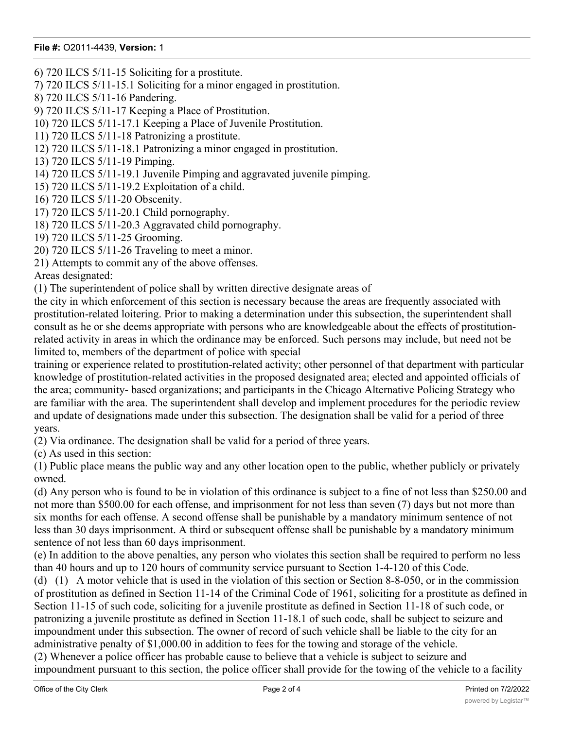6) 720 ILCS 5/11-15 Soliciting for a prostitute.
7) 720 ILCS 5/11-15.1 Soliciting for a minor engaged in prostitution.
8) 720 ILCS 5/11-16 Pandering.
9) 720 ILCS 5/11-17 Keeping a Place of Prostitution.
10) 720 ILCS 5/11-17.1 Keeping a Place of Juvenile Prostitution.
11) 720 ILCS 5/11-18 Patronizing a prostitute.
12) 720 ILCS 5/11-18.1 Patronizing a minor engaged in prostitution.
13) 720 ILCS 5/11-19 Pimping.
14) 720 ILCS 5/11-19.1 Juvenile Pimping and aggravated juvenile pimping.
15) 720 ILCS 5/11-19.2 Exploitation of a child.
16) 720 ILCS 5/11-20 Obscenity.
17) 720 ILCS 5/11-20.1 Child pornography.
18) 720 ILCS 5/11-20.3 Aggravated child pornography.
19) 720 ILCS 5/11-25 Grooming.
20) 720 ILCS 5/11-26 Traveling to meet a minor.
21) Attempts to commit any of the above offenses.

Areas designated:

(1) The superintendent of police shall by written directive designate areas of the city in which enforcement of this section is necessary because the areas are frequently associated with prostitution-related loitering. Prior to making a determination under this subsection, the superintendent shall consult as he or she deems appropriate with persons who are knowledgeable about the effects of prostitution-related activity in areas in which the ordinance may be enforced. Such persons may include, but need not be limited to, members of the department of police with special training or experience related to prostitution-related activity; other personnel of that department with particular knowledge of prostitution-related activities in the proposed designated area; elected and appointed officials of the area; community- based organizations; and participants in the Chicago Alternative Policing Strategy who are familiar with the area. The superintendent shall develop and implement procedures for the periodic review and update of designations made under this subsection. The designation shall be valid for a period of three years.

(2) Via ordinance. The designation shall be valid for a period of three years.

(c) As used in this section:

(1) Public place means the public way and any other location open to the public, whether publicly or privately owned.

(d) Any person who is found to be in violation of this ordinance is subject to a fine of not less than $250.00 and not more than $500.00 for each offense, and imprisonment for not less than seven (7) days but not more than six months for each offense. A second offense shall be punishable by a mandatory minimum sentence of not less than 30 days imprisonment. A third or subsequent offense shall be punishable by a mandatory minimum sentence of not less than 60 days imprisonment.

(e) In addition to the above penalties, any person who violates this section shall be required to perform no less than 40 hours and up to 120 hours of community service pursuant to Section 1-4-120 of this Code.

(d) (1) A motor vehicle that is used in the violation of this section or Section 8-8-050, or in the commission of prostitution as defined in Section 11-14 of the Criminal Code of 1961, soliciting for a prostitute as defined in Section 11-15 of such code, soliciting for a juvenile prostitute as defined in Section 11-18 of such code, or patronizing a juvenile prostitute as defined in Section 11-18.1 of such code, shall be subject to seizure and impoundment under this subsection. The owner of record of such vehicle shall be liable to the city for an administrative penalty of $1,000.00 in addition to fees for the towing and storage of the vehicle.

(2) Whenever a police officer has probable cause to believe that a vehicle is subject to seizure and impoundment pursuant to this section, the police officer shall provide for the towing of the vehicle to a facility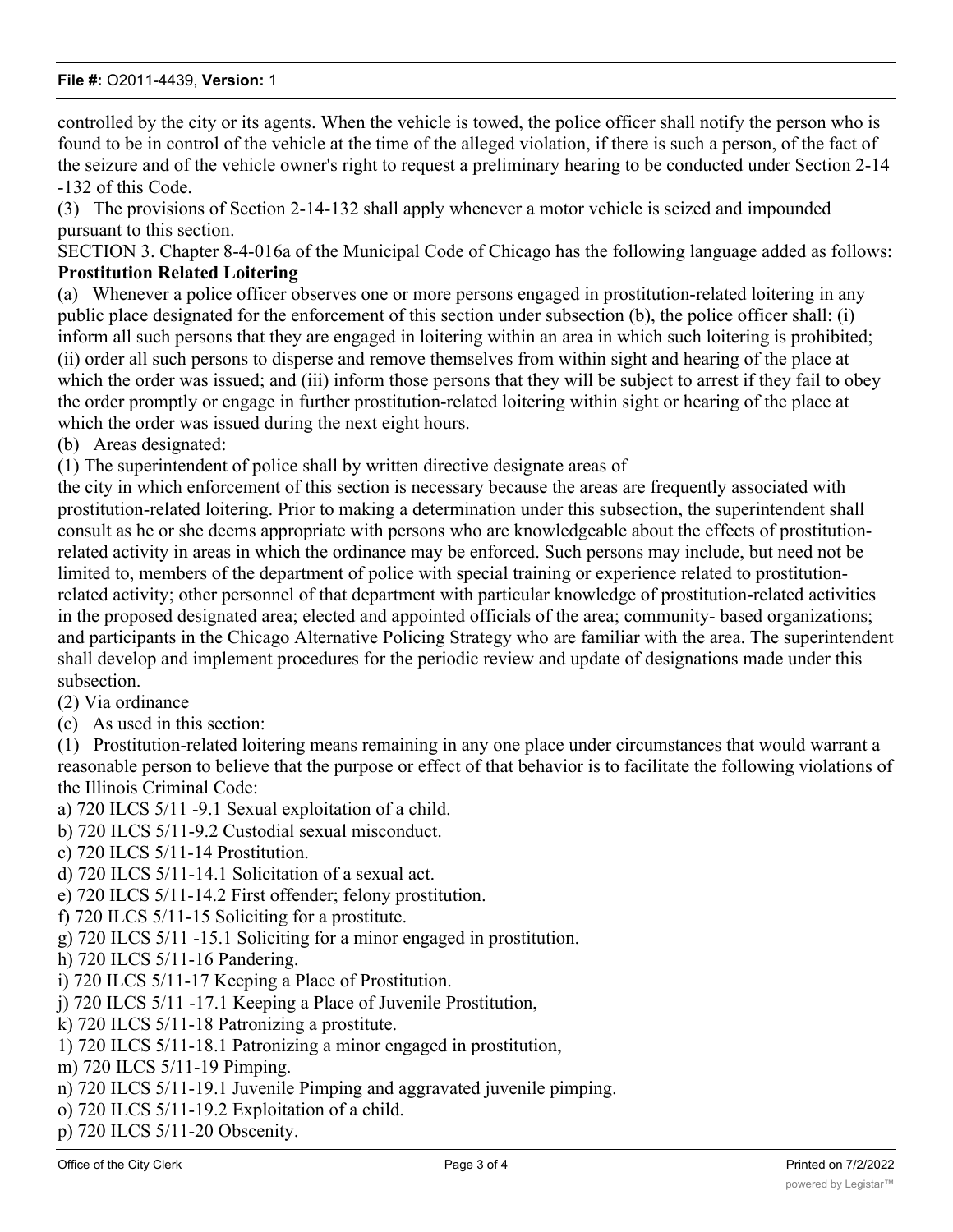controlled by the city or its agents. When the vehicle is towed, the police officer shall notify the person who is found to be in control of the vehicle at the time of the alleged violation, if there is such a person, of the fact of the seizure and of the vehicle owner's right to request a preliminary hearing to be conducted under Section 2-14 -132 of this Code.

(3) The provisions of Section 2-14-132 shall apply whenever a motor vehicle is seized and impounded pursuant to this section.

SECTION 3. Chapter 8-4-016a of the Municipal Code of Chicago has the following language added as follows:

**Prostitution Related Loitering**

(a) Whenever a police officer observes one or more persons engaged in prostitution-related loitering in any public place designated for the enforcement of this section under subsection (b), the police officer shall: (i) inform all such persons that they are engaged in loitering within an area in which such loitering is prohibited; (ii) order all such persons to disperse and remove themselves from within sight and hearing of the place at which the order was issued; and (iii) inform those persons that they will be subject to arrest if they fail to obey the order promptly or engage in further prostitution-related loitering within sight or hearing of the place at which the order was issued during the next eight hours.

(b) Areas designated:

(1) The superintendent of police shall by written directive designate areas of the city in which enforcement of this section is necessary because the areas are frequently associated with prostitution-related loitering. Prior to making a determination under this subsection, the superintendent shall consult as he or she deems appropriate with persons who are knowledgeable about the effects of prostitution-related activity in areas in which the ordinance may be enforced. Such persons may include, but need not be limited to, members of the department of police with special training or experience related to prostitution-related activity; other personnel of that department with particular knowledge of prostitution-related activities in the proposed designated area; elected and appointed officials of the area; community- based organizations; and participants in the Chicago Alternative Policing Strategy who are familiar with the area. The superintendent shall develop and implement procedures for the periodic review and update of designations made under this subsection.

(2) Via ordinance

(c) As used in this section:

(1) Prostitution-related loitering means remaining in any one place under circumstances that would warrant a reasonable person to believe that the purpose or effect of that behavior is to facilitate the following violations of the Illinois Criminal Code:

a) 720 ILCS 5/11 -9.1 Sexual exploitation of a child.
b) 720 ILCS 5/11-9.2 Custodial sexual misconduct.
c) 720 ILCS 5/11-14 Prostitution.
d) 720 ILCS 5/11-14.1 Solicitation of a sexual act.
e) 720 ILCS 5/11-14.2 First offender; felony prostitution.
f) 720 ILCS 5/11-15 Soliciting for a prostitute.
g) 720 ILCS 5/11 -15.1 Soliciting for a minor engaged in prostitution.
h) 720 ILCS 5/11-16 Pandering.
i) 720 ILCS 5/11-17 Keeping a Place of Prostitution.
j) 720 ILCS 5/11 -17.1 Keeping a Place of Juvenile Prostitution,
k) 720 ILCS 5/11-18 Patronizing a prostitute.
1) 720 ILCS 5/11-18.1 Patronizing a minor engaged in prostitution,
m) 720 ILCS 5/11-19 Pimping.
n) 720 ILCS 5/11-19.1 Juvenile Pimping and aggravated juvenile pimping.
o) 720 ILCS 5/11-19.2 Exploitation of a child.
p) 720 ILCS 5/11-20 Obscenity.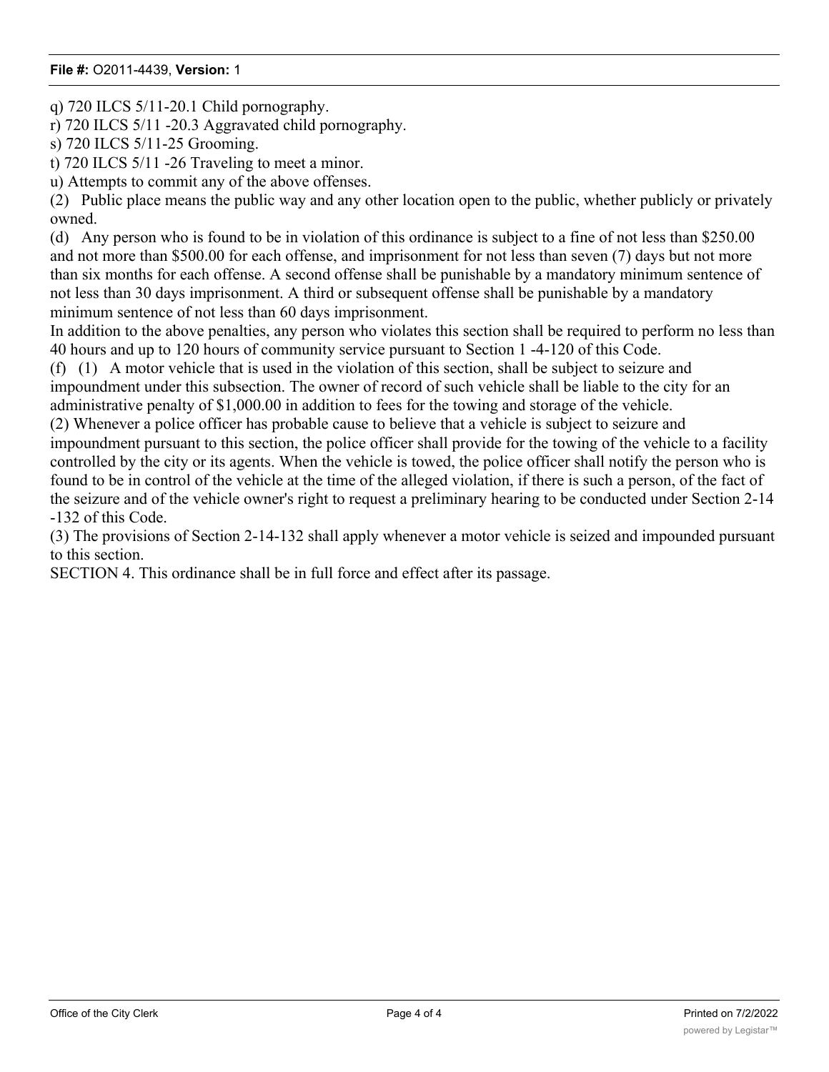q) 720 ILCS 5/11-20.1 Child pornography.
r) 720 ILCS 5/11 -20.3 Aggravated child pornography.
s) 720 ILCS 5/11-25 Grooming.
t) 720 ILCS 5/11 -26 Traveling to meet a minor.
u) Attempts to commit any of the above offenses.

(2) Public place means the public way and any other location open to the public, whether publicly or privately owned.

(d) Any person who is found to be in violation of this ordinance is subject to a fine of not less than $250.00 and not more than $500.00 for each offense, and imprisonment for not less than seven (7) days but not more than six months for each offense. A second offense shall be punishable by a mandatory minimum sentence of not less than 30 days imprisonment. A third or subsequent offense shall be punishable by a mandatory minimum sentence of not less than 60 days imprisonment.

In addition to the above penalties, any person who violates this section shall be required to perform no less than 40 hours and up to 120 hours of community service pursuant to Section 1 -4-120 of this Code.

(f) (1) A motor vehicle that is used in the violation of this section, shall be subject to seizure and impoundment under this subsection. The owner of record of such vehicle shall be liable to the city for an administrative penalty of $1,000.00 in addition to fees for the towing and storage of the vehicle.

(2) Whenever a police officer has probable cause to believe that a vehicle is subject to seizure and impoundment pursuant to this section, the police officer shall provide for the towing of the vehicle to a facility controlled by the city or its agents. When the vehicle is towed, the police officer shall notify the person who is found to be in control of the vehicle at the time of the alleged violation, if there is such a person, of the fact of the seizure and of the vehicle owner's right to request a preliminary hearing to be conducted under Section 2-14 -132 of this Code.

(3) The provisions of Section 2-14-132 shall apply whenever a motor vehicle is seized and impounded pursuant to this section.

SECTION 4. This ordinance shall be in full force and effect after its passage.